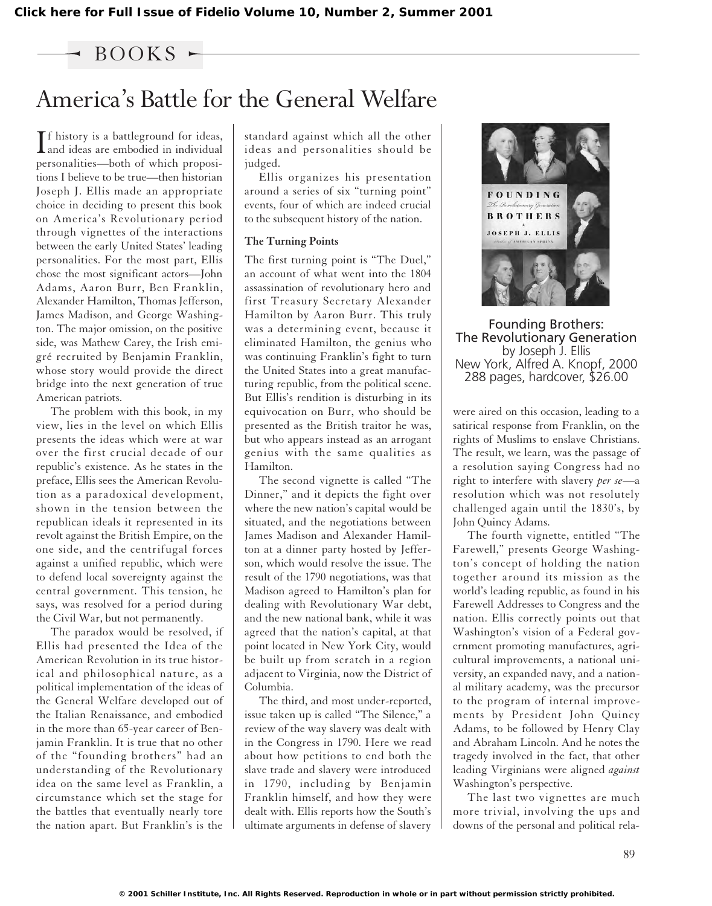**Click here for Full Issue of Fidelio Volume 10, Number 2, Summer 2001**

## BOOKS

# America's Battle for the General Welfare

If history is a battleground for ideas, and ideas are embodied in individual personalities—both of which propositions I believe to be true—then historian Joseph J. Ellis made an appropriate choice in deciding to present this book on America's Revolutionary period through vignettes of the interactions between the early United States' leading personalities. For the most part, Ellis chose the most significant actors—John Adams, Aaron Burr, Ben Franklin, Alexander Hamilton, Thomas Jefferson, James Madison, and George Washington. The major omission, on the positive side, was Mathew Carey, the Irish emigré recruited by Benjamin Franklin, whose story would provide the direct bridge into the next generation of true American patriots.

The problem with this book, in my view, lies in the level on which Ellis presents the ideas which were at war over the first crucial decade of our republic's existence. As he states in the preface, Ellis sees the American Revolution as a paradoxical development, shown in the tension between the republican ideals it represented in its revolt against the British Empire, on the one side, and the centrifugal forces against a unified republic, which were to defend local sovereignty against the central government. This tension, he says, was resolved for a period during the Civil War, but not permanently.

The paradox would be resolved, if Ellis had presented the Idea of the American Revolution in its true historical and philosophical nature, as a political implementation of the ideas of the General Welfare developed out of the Italian Renaissance, and embodied in the more than 65-year career of Benjamin Franklin. It is true that no other of the "founding brothers" had an understanding of the Revolutionary idea on the same level as Franklin, a circumstance which set the stage for the battles that eventually nearly tore the nation apart. But Franklin's is the standard against which all the other ideas and personalities should be judged.

Ellis organizes his presentation around a series of six "turning point" events, four of which are indeed crucial to the subsequent history of the nation.

### The Turning Points

The first turning point is "The Duel," an account of what went into the 1804 assassination of revolutionary hero and first Treasury Secretary Alexander Hamilton by Aaron Burr. This truly was a determining event, because it eliminated Hamilton, the genius who was continuing Franklin's fight to turn the United States into a great manufacturing republic, from the political scene. But Ellis's rendition is disturbing in its equivocation on Burr, who should be presented as the British traitor he was, but who appears instead as an arrogant genius with the same qualities as Hamilton.

The second vignette is called "The Dinner," and it depicts the fight over where the new nation's capital would be situated, and the negotiations between James Madison and Alexander Hamilton at a dinner party hosted by Jefferson, which would resolve the issue. The result of the 1790 negotiations, was that Madison agreed to Hamilton's plan for dealing with Revolutionary War debt, and the new national bank, while it was agreed that the nation's capital, at that point located in New York City, would be built up from scratch in a region adjacent to Virginia, now the District of Columbia.

The third, and most under-reported, issue taken up is called "The Silence," a review of the way slavery was dealt with in the Congress in 1790. Here we read about how petitions to end both the slave trade and slavery were introduced in 1790, including by Benjamin Franklin himself, and how they were dealt with. Ellis reports how the South's ultimate arguments in defense of slavery were aired on this occasion, leading to a satirical response from Franklin, on the rights of Muslims to enslave Christians. The result, we learn, was the passage of a resolution saying Congress had no right to interfere with slavery *per se*—a resolution which was not resolutely challenged again until the 1830's, by John Quincy Adams.

The fourth vignette, entitled "The Farewell," presents George Washington's concept of holding the nation together around its mission as the world's leading republic, as found in his Farewell Addresses to Congress and the nation. Ellis correctly points out that Washington's vision of a Federal government promoting manufactures, agricultural improvements, a national university, an expanded navy, and a national military academy, was the precursor to the program of internal improvements by President John Quincy Adams, to be followed by Henry Clay and Abraham Lincoln. And he notes the tragedy involved in the fact, that other leading Virginians were aligned *against* Washington's perspective.

The last two vignettes are much more trivial, involving the ups and downs of the personal and political rela-

Founding Brothers:
The Revolutionary Generation
by Joseph J. Ellis
New York, Alfred A. Knopf, 2000
288 pages, hardcover, $26.00

© 2001 Schiller Institute, Inc. All Rights Reserved. Reproduction in whole or in part without permission strictly prohibited.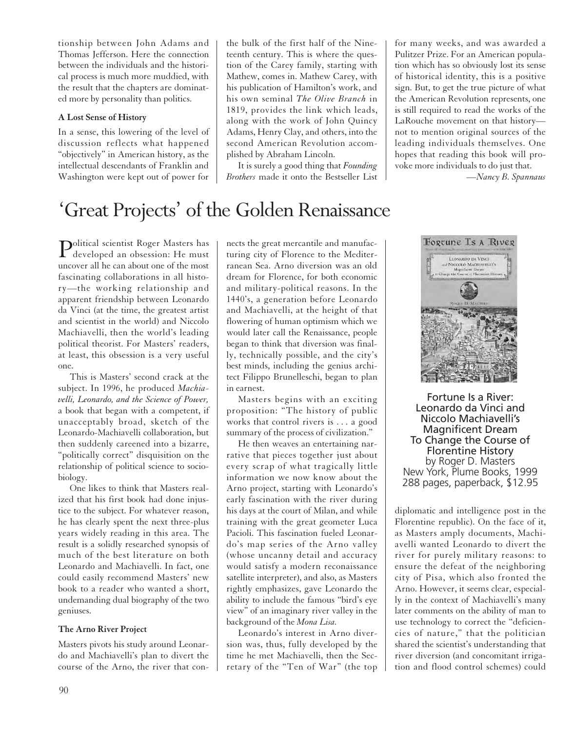tionship between John Adams and Thomas Jefferson. Here the connection between the individuals and the historical process is much more muddied, with the result that the chapters are dominated more by personality than politics.

**A Lost Sense of History**

In a sense, this lowering of the level of discussion reflects what happened "objectively" in American history, as the intellectual descendants of Franklin and Washington were kept out of power for the bulk of the first half of the Nineteenth century. This is where the question of the Carey family, starting with Mathew, comes in. Mathew Carey, with his publication of Hamilton's work, and his own seminal *The Olive Branch* in 1819, provides the link which leads, along with the work of John Quincy Adams, Henry Clay, and others, into the second American Revolution accomplished by Abraham Lincoln.

It is surely a good thing that *Founding Brothers* made it onto the Bestseller List for many weeks, and was awarded a Pulitzer Prize. For an American population which has so obviously lost its sense of historical identity, this is a positive sign. But, to get the true picture of what the American Revolution represents, one is still required to read the works of the LaRouche movement on that history—not to mention original sources of the leading individuals themselves. One hopes that reading this book will provoke more individuals to do just that.

—*Nancy B. Spannaus*

# 'Great Projects' of the Golden Renaissance

Political scientist Roger Masters has developed an obsession: He must uncover all he can about one of the most fascinating collaborations in all history—the working relationship and apparent friendship between Leonardo da Vinci (at the time, the greatest artist and scientist in the world) and Niccolo Machiavelli, then the world's leading political theorist. For Masters' readers, at least, this obsession is a very useful one.

This is Masters' second crack at the subject. In 1996, he produced *Machiavelli, Leonardo, and the Science of Power,* a book that began with a competent, if unacceptably broad, sketch of the Leonardo-Machiavelli collaboration, but then suddenly careened into a bizarre, "politically correct" disquisition on the relationship of political science to sociobiology.

One likes to think that Masters realized that his first book had done injustice to the subject. For whatever reason, he has clearly spent the next three-plus years widely reading in this area. The result is a solidly researched synopsis of much of the best literature on both Leonardo and Machiavelli. In fact, one could easily recommend Masters' new book to a reader who wanted a short, undemanding dual biography of the two geniuses.

**The Arno River Project**

Masters pivots his study around Leonardo and Machiavelli's plan to divert the course of the Arno, the river that connects the great mercantile and manufacturing city of Florence to the Mediterranean Sea. Arno diversion was an old dream for Florence, for both economic and military-political reasons. In the 1440's, a generation before Leonardo and Machiavelli, at the height of that flowering of human optimism which we would later call the Renaissance, people began to think that diversion was finally, technically possible, and the city's best minds, including the genius architect Filippo Brunelleschi, began to plan in earnest.

Masters begins with an exciting proposition: "The history of public works that control rivers is . . . a good summary of the process of civilization."

He then weaves an entertaining narrative that pieces together just about every scrap of what tragically little information we now know about the Arno project, starting with Leonardo's early fascination with the river during his days at the court of Milan, and while training with the great geometer Luca Pacioli. This fascination fueled Leonardo's map series of the Arno valley (whose uncanny detail and accuracy would satisfy a modern reconaissance satellite interpreter), and also, as Masters rightly emphasizes, gave Leonardo the ability to include the famous "bird's eye view" of an imaginary river valley in the background of the *Mona Lisa.*

Leonardo's interest in Arno diversion was, thus, fully developed by the time he met Machiavelli, then the Secretary of the "Ten of War" (the top diplomatic and intelligence post in the Florentine republic). On the face of it, as Masters amply documents, Machiavelli wanted Leonardo to divert the river for purely military reasons: to ensure the defeat of the neighboring city of Pisa, which also fronted the Arno. However, it seems clear, especially in the context of Machiavelli's many later comments on the ability of man to use technology to correct the "deficiencies of nature," that the politician shared the scientist's understanding that river diversion (and concomitant irrigation and flood control schemes) could

Fortune Is a River: Leonardo da Vinci and Niccolo Machiavelli's Magnificent Dream To Change the Course of Florentine History
by Roger D. Masters
New York, Plume Books, 1999
288 pages, paperback, $12.95